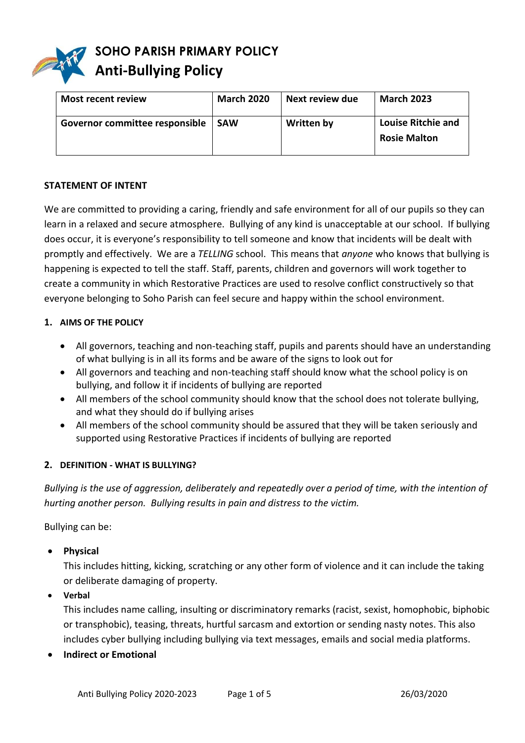# SOHO PARISH PRIMARY POLICY
# Anti-Bullying Policy

| Most recent review | March 2020 | Next review due | March 2023 |
| --- | --- | --- | --- |
| Governor committee responsible | SAW | Written by | Louise Ritchie and Rosie Malton |

**STATEMENT OF INTENT**

We are committed to providing a caring, friendly and safe environment for all of our pupils so they can learn in a relaxed and secure atmosphere. Bullying of any kind is unacceptable at our school. If bullying does occur, it is everyone's responsibility to tell someone and know that incidents will be dealt with promptly and effectively. We are a *TELLING* school. This means that *anyone* who knows that bullying is happening is expected to tell the staff. Staff, parents, children and governors will work together to create a community in which Restorative Practices are used to resolve conflict constructively so that everyone belonging to Soho Parish can feel secure and happy within the school environment.

**1. AIMS OF THE POLICY**

- All governors, teaching and non-teaching staff, pupils and parents should have an understanding of what bullying is in all its forms and be aware of the signs to look out for
- All governors and teaching and non-teaching staff should know what the school policy is on bullying, and follow it if incidents of bullying are reported
- All members of the school community should know that the school does not tolerate bullying, and what they should do if bullying arises
- All members of the school community should be assured that they will be taken seriously and supported using Restorative Practices if incidents of bullying are reported

**2. DEFINITION - WHAT IS BULLYING?**

*Bullying is the use of aggression, deliberately and repeatedly over a period of time, with the intention of hurting another person. Bullying results in pain and distress to the victim.*

Bullying can be:

- **Physical**
  This includes hitting, kicking, scratching or any other form of violence and it can include the taking or deliberate damaging of property.
- **Verbal**
  This includes name calling, insulting or discriminatory remarks (racist, sexist, homophobic, biphobic or transphobic), teasing, threats, hurtful sarcasm and extortion or sending nasty notes. This also includes cyber bullying including bullying via text messages, emails and social media platforms.
- **Indirect or Emotional**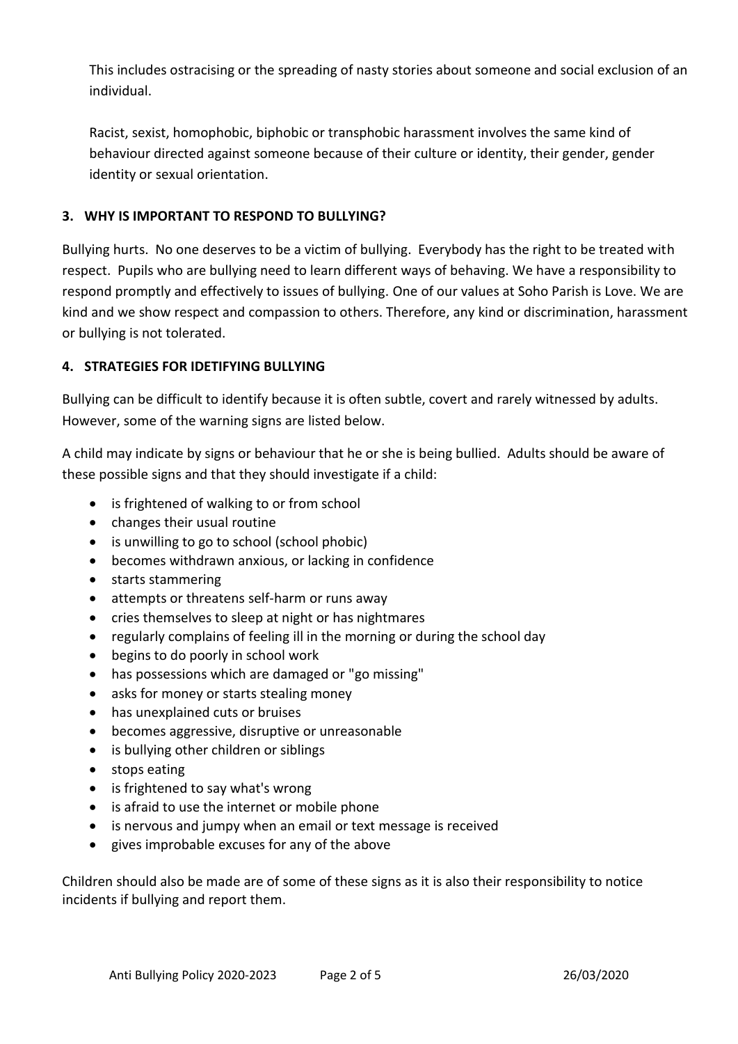This includes ostracising or the spreading of nasty stories about someone and social exclusion of an individual.

Racist, sexist, homophobic, biphobic or transphobic harassment involves the same kind of behaviour directed against someone because of their culture or identity, their gender, gender identity or sexual orientation.

## 3. WHY IS IMPORTANT TO RESPOND TO BULLYING?

Bullying hurts. No one deserves to be a victim of bullying. Everybody has the right to be treated with respect. Pupils who are bullying need to learn different ways of behaving. We have a responsibility to respond promptly and effectively to issues of bullying. One of our values at Soho Parish is Love. We are kind and we show respect and compassion to others. Therefore, any kind or discrimination, harassment or bullying is not tolerated.

## 4. STRATEGIES FOR IDETIFYING BULLYING

Bullying can be difficult to identify because it is often subtle, covert and rarely witnessed by adults. However, some of the warning signs are listed below.

A child may indicate by signs or behaviour that he or she is being bullied. Adults should be aware of these possible signs and that they should investigate if a child:

- is frightened of walking to or from school
- changes their usual routine
- is unwilling to go to school (school phobic)
- becomes withdrawn anxious, or lacking in confidence
- starts stammering
- attempts or threatens self-harm or runs away
- cries themselves to sleep at night or has nightmares
- regularly complains of feeling ill in the morning or during the school day
- begins to do poorly in school work
- has possessions which are damaged or "go missing"
- asks for money or starts stealing money
- has unexplained cuts or bruises
- becomes aggressive, disruptive or unreasonable
- is bullying other children or siblings
- stops eating
- is frightened to say what's wrong
- is afraid to use the internet or mobile phone
- is nervous and jumpy when an email or text message is received
- gives improbable excuses for any of the above

Children should also be made are of some of these signs as it is also their responsibility to notice incidents if bullying and report them.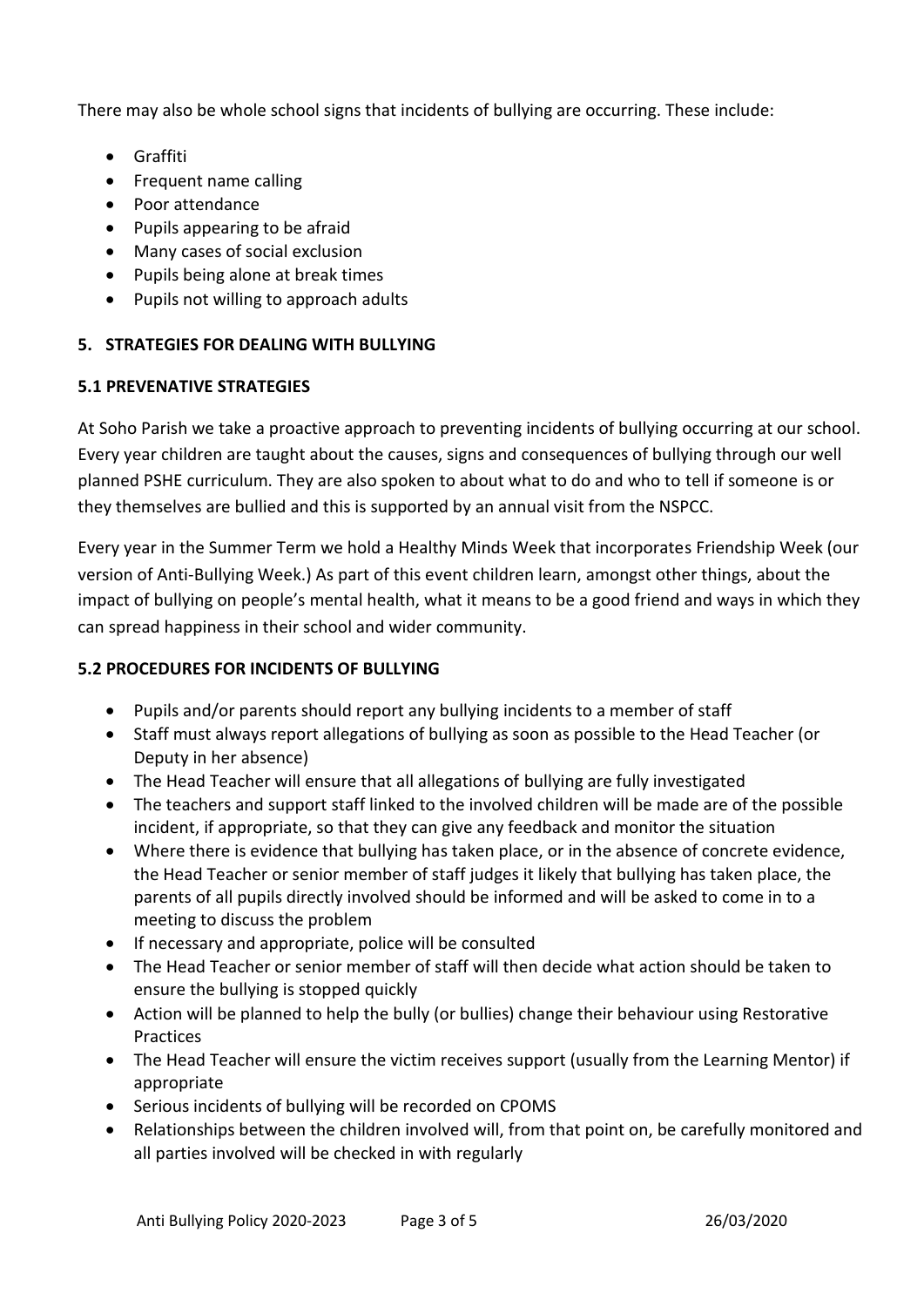There may also be whole school signs that incidents of bullying are occurring. These include:

- Graffiti
- Frequent name calling
- Poor attendance
- Pupils appearing to be afraid
- Many cases of social exclusion
- Pupils being alone at break times
- Pupils not willing to approach adults

## 5. STRATEGIES FOR DEALING WITH BULLYING

### 5.1 PREVENATIVE STRATEGIES

At Soho Parish we take a proactive approach to preventing incidents of bullying occurring at our school. Every year children are taught about the causes, signs and consequences of bullying through our well planned PSHE curriculum. They are also spoken to about what to do and who to tell if someone is or they themselves are bullied and this is supported by an annual visit from the NSPCC.

Every year in the Summer Term we hold a Healthy Minds Week that incorporates Friendship Week (our version of Anti-Bullying Week.) As part of this event children learn, amongst other things, about the impact of bullying on people's mental health, what it means to be a good friend and ways in which they can spread happiness in their school and wider community.

### 5.2 PROCEDURES FOR INCIDENTS OF BULLYING

- Pupils and/or parents should report any bullying incidents to a member of staff
- Staff must always report allegations of bullying as soon as possible to the Head Teacher (or Deputy in her absence)
- The Head Teacher will ensure that all allegations of bullying are fully investigated
- The teachers and support staff linked to the involved children will be made are of the possible incident, if appropriate, so that they can give any feedback and monitor the situation
- Where there is evidence that bullying has taken place, or in the absence of concrete evidence, the Head Teacher or senior member of staff judges it likely that bullying has taken place, the parents of all pupils directly involved should be informed and will be asked to come in to a meeting to discuss the problem
- If necessary and appropriate, police will be consulted
- The Head Teacher or senior member of staff will then decide what action should be taken to ensure the bullying is stopped quickly
- Action will be planned to help the bully (or bullies) change their behaviour using Restorative Practices
- The Head Teacher will ensure the victim receives support (usually from the Learning Mentor) if appropriate
- Serious incidents of bullying will be recorded on CPOMS
- Relationships between the children involved will, from that point on, be carefully monitored and all parties involved will be checked in with regularly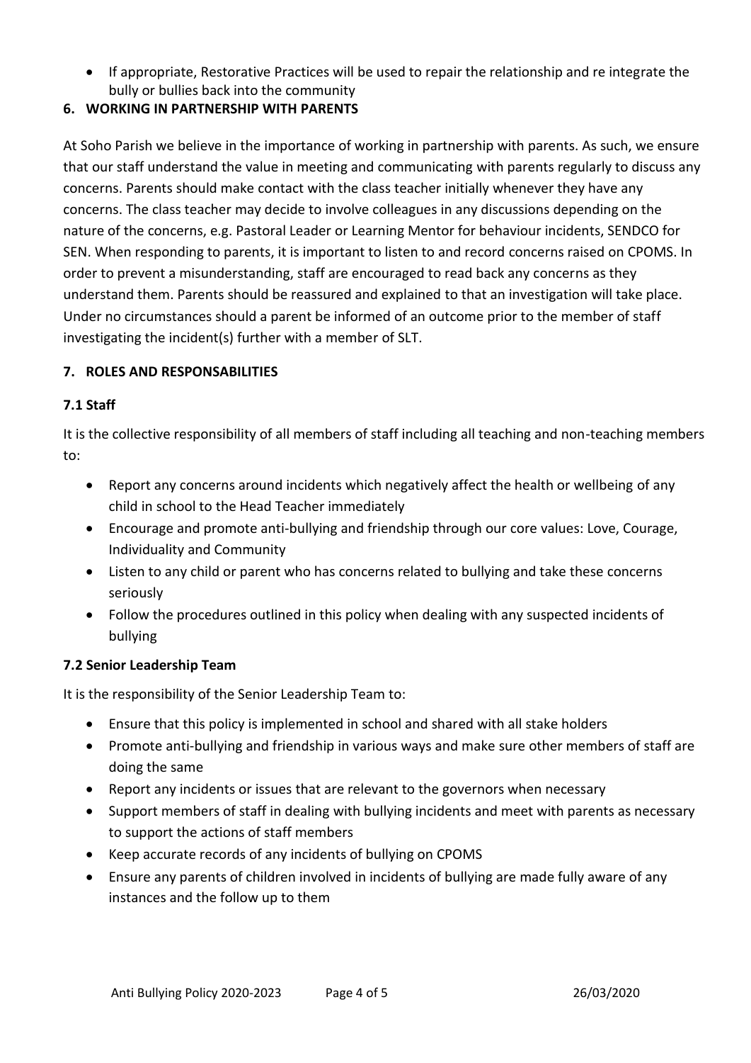- If appropriate, Restorative Practices will be used to repair the relationship and re integrate the bully or bullies back into the community

## 6. WORKING IN PARTNERSHIP WITH PARENTS

At Soho Parish we believe in the importance of working in partnership with parents. As such, we ensure that our staff understand the value in meeting and communicating with parents regularly to discuss any concerns. Parents should make contact with the class teacher initially whenever they have any concerns. The class teacher may decide to involve colleagues in any discussions depending on the nature of the concerns, e.g. Pastoral Leader or Learning Mentor for behaviour incidents, SENDCO for SEN. When responding to parents, it is important to listen to and record concerns raised on CPOMS. In order to prevent a misunderstanding, staff are encouraged to read back any concerns as they understand them. Parents should be reassured and explained to that an investigation will take place. Under no circumstances should a parent be informed of an outcome prior to the member of staff investigating the incident(s) further with a member of SLT.

## 7. ROLES AND RESPONSABILITIES

### 7.1 Staff

It is the collective responsibility of all members of staff including all teaching and non-teaching members to:

- Report any concerns around incidents which negatively affect the health or wellbeing of any child in school to the Head Teacher immediately
- Encourage and promote anti-bullying and friendship through our core values: Love, Courage, Individuality and Community
- Listen to any child or parent who has concerns related to bullying and take these concerns seriously
- Follow the procedures outlined in this policy when dealing with any suspected incidents of bullying

### 7.2 Senior Leadership Team

It is the responsibility of the Senior Leadership Team to:

- Ensure that this policy is implemented in school and shared with all stake holders
- Promote anti-bullying and friendship in various ways and make sure other members of staff are doing the same
- Report any incidents or issues that are relevant to the governors when necessary
- Support members of staff in dealing with bullying incidents and meet with parents as necessary to support the actions of staff members
- Keep accurate records of any incidents of bullying on CPOMS
- Ensure any parents of children involved in incidents of bullying are made fully aware of any instances and the follow up to them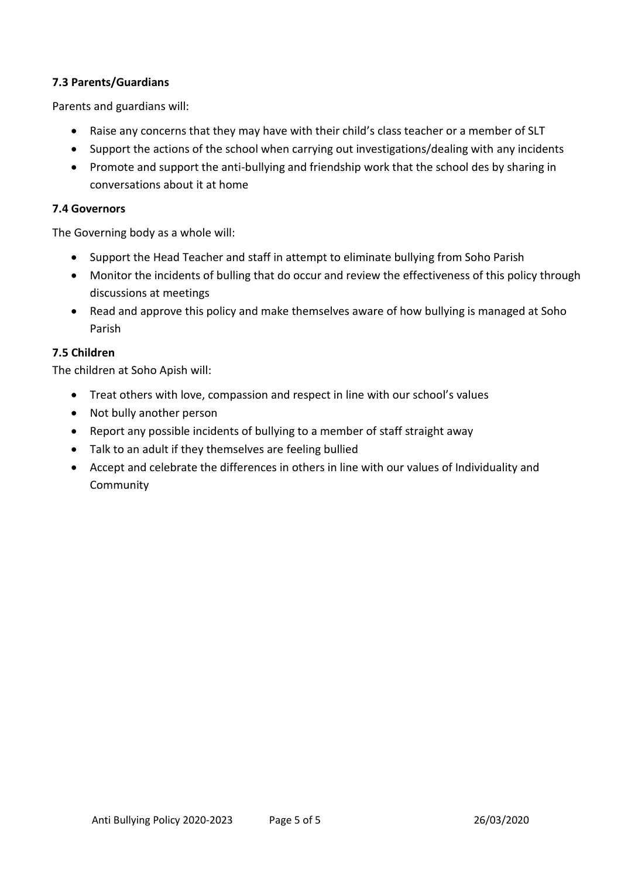### 7.3 Parents/Guardians

Parents and guardians will:

- Raise any concerns that they may have with their child's class teacher or a member of SLT
- Support the actions of the school when carrying out investigations/dealing with any incidents
- Promote and support the anti-bullying and friendship work that the school des by sharing in conversations about it at home

### 7.4 Governors

The Governing body as a whole will:

- Support the Head Teacher and staff in attempt to eliminate bullying from Soho Parish
- Monitor the incidents of bulling that do occur and review the effectiveness of this policy through discussions at meetings
- Read and approve this policy and make themselves aware of how bullying is managed at Soho Parish

### 7.5 Children

The children at Soho Apish will:

- Treat others with love, compassion and respect in line with our school's values
- Not bully another person
- Report any possible incidents of bullying to a member of staff straight away
- Talk to an adult if they themselves are feeling bullied
- Accept and celebrate the differences in others in line with our values of Individuality and Community